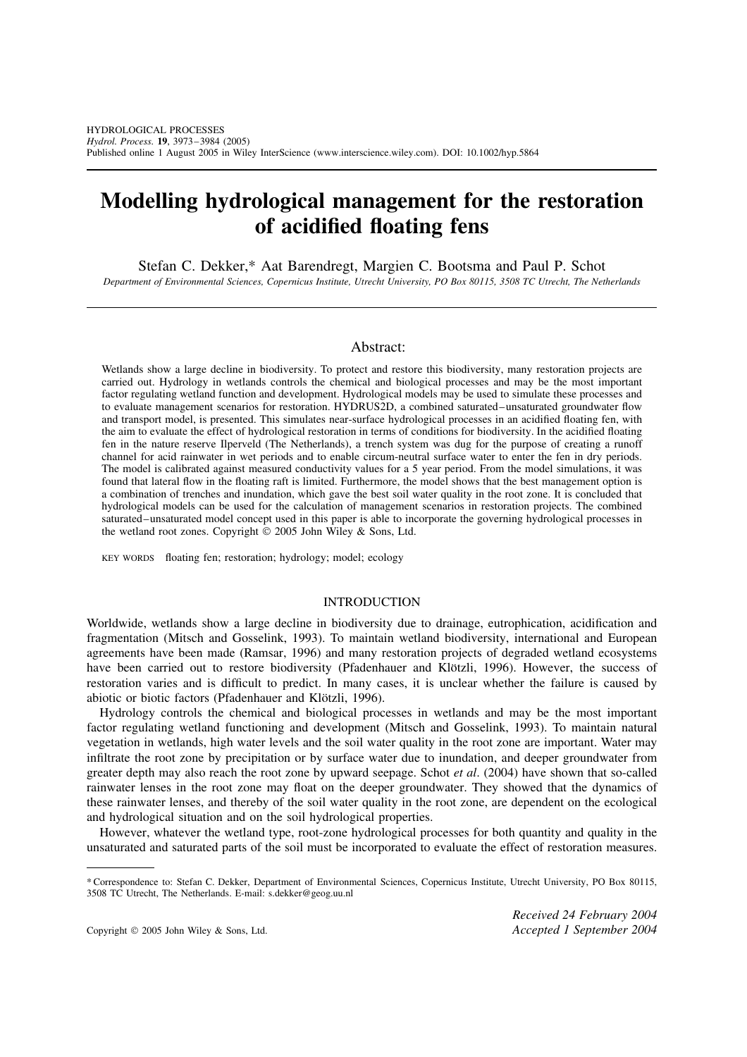# Modelling hydrological management for the restoration of acidified floating fens

Stefan C. Dekker,* Aat Barendregt, Margien C. Bootsma and Paul P. Schot

*Department of Environmental Sciences, Copernicus Institute, Utrecht University, PO Box 80115, 3508 TC Utrecht, The Netherlands*

## Abstract:

Wetlands show a large decline in biodiversity. To protect and restore this biodiversity, many restoration projects are carried out. Hydrology in wetlands controls the chemical and biological processes and may be the most important factor regulating wetland function and development. Hydrological models may be used to simulate these processes and to evaluate management scenarios for restoration. HYDRUS2D, a combined saturated–unsaturated groundwater flow and transport model, is presented. This simulates near-surface hydrological processes in an acidified floating fen, with the aim to evaluate the effect of hydrological restoration in terms of conditions for biodiversity. In the acidified floating fen in the nature reserve Ilperveld (The Netherlands), a trench system was dug for the purpose of creating a runoff channel for acid rainwater in wet periods and to enable circum-neutral surface water to enter the fen in dry periods. The model is calibrated against measured conductivity values for a 5 year period. From the model simulations, it was found that lateral flow in the floating raft is limited. Furthermore, the model shows that the best management option is a combination of trenches and inundation, which gave the best soil water quality in the root zone. It is concluded that hydrological models can be used for the calculation of management scenarios in restoration projects. The combined saturated–unsaturated model concept used in this paper is able to incorporate the governing hydrological processes in the wetland root zones. Copyright © 2005 John Wiley & Sons, Ltd.

KEY WORDS floating fen; restoration; hydrology; model; ecology

## INTRODUCTION

Worldwide, wetlands show a large decline in biodiversity due to drainage, eutrophication, acidification and fragmentation (Mitsch and Gosselink, 1993). To maintain wetland biodiversity, international and European agreements have been made (Ramsar, 1996) and many restoration projects of degraded wetland ecosystems have been carried out to restore biodiversity (Pfadenhauer and Klötzli, 1996). However, the success of restoration varies and is difficult to predict. In many cases, it is unclear whether the failure is caused by abiotic or biotic factors (Pfadenhauer and Klötzli, 1996).

Hydrology controls the chemical and biological processes in wetlands and may be the most important factor regulating wetland functioning and development (Mitsch and Gosselink, 1993). To maintain natural vegetation in wetlands, high water levels and the soil water quality in the root zone are important. Water may infiltrate the root zone by precipitation or by surface water due to inundation, and deeper groundwater from greater depth may also reach the root zone by upward seepage. Schot *et al*. (2004) have shown that so-called rainwater lenses in the root zone may float on the deeper groundwater. They showed that the dynamics of these rainwater lenses, and thereby of the soil water quality in the root zone, are dependent on the ecological and hydrological situation and on the soil hydrological properties.

However, whatever the wetland type, root-zone hydrological processes for both quantity and quality in the unsaturated and saturated parts of the soil must be incorporated to evaluate the effect of restoration measures.

* Correspondence to: Stefan C. Dekker, Department of Environmental Sciences, Copernicus Institute, Utrecht University, PO Box 80115, 3508 TC Utrecht, The Netherlands. E-mail: s.dekker@geog.uu.nl

*Received 24 February 2004*
*Accepted 1 September 2004*

Copyright © 2005 John Wiley & Sons, Ltd.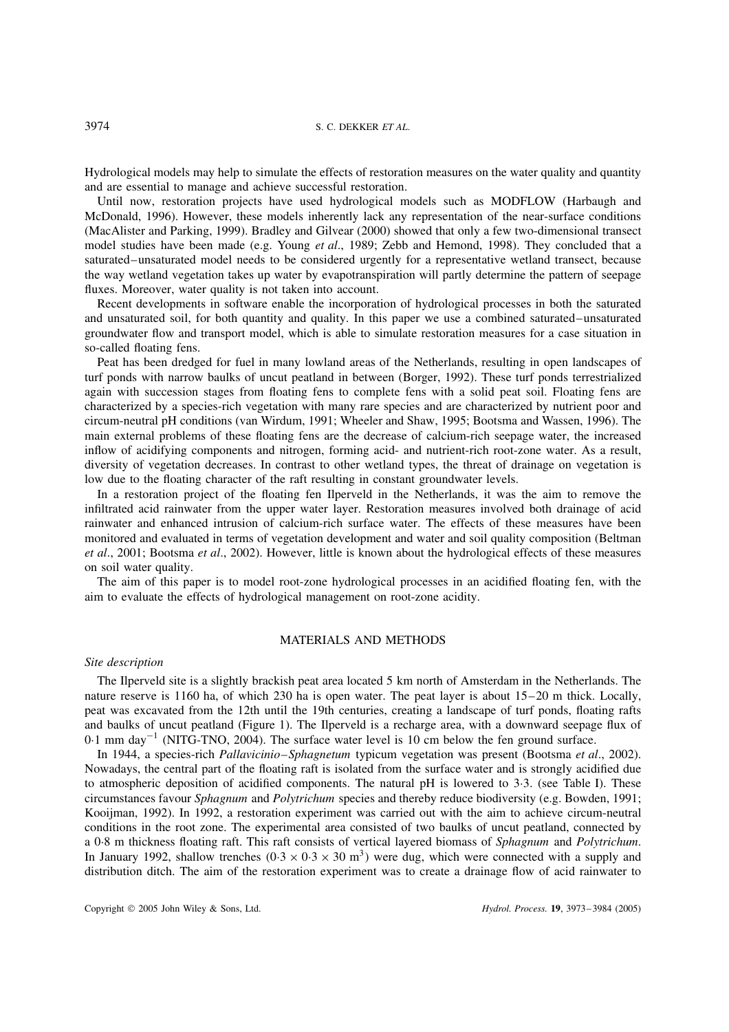Hydrological models may help to simulate the effects of restoration measures on the water quality and quantity and are essential to manage and achieve successful restoration.

Until now, restoration projects have used hydrological models such as MODFLOW (Harbaugh and McDonald, 1996). However, these models inherently lack any representation of the near-surface conditions (MacAlister and Parking, 1999). Bradley and Gilvear (2000) showed that only a few two-dimensional transect model studies have been made (e.g. Young *et al*., 1989; Zebb and Hemond, 1998). They concluded that a saturated–unsaturated model needs to be considered urgently for a representative wetland transect, because the way wetland vegetation takes up water by evapotranspiration will partly determine the pattern of seepage fluxes. Moreover, water quality is not taken into account.

Recent developments in software enable the incorporation of hydrological processes in both the saturated and unsaturated soil, for both quantity and quality. In this paper we use a combined saturated–unsaturated groundwater flow and transport model, which is able to simulate restoration measures for a case situation in so-called floating fens.

Peat has been dredged for fuel in many lowland areas of the Netherlands, resulting in open landscapes of turf ponds with narrow baulks of uncut peatland in between (Borger, 1992). These turf ponds terrestrialized again with succession stages from floating fens to complete fens with a solid peat soil. Floating fens are characterized by a species-rich vegetation with many rare species and are characterized by nutrient poor and circum-neutral pH conditions (van Wirdum, 1991; Wheeler and Shaw, 1995; Bootsma and Wassen, 1996). The main external problems of these floating fens are the decrease of calcium-rich seepage water, the increased inflow of acidifying components and nitrogen, forming acid- and nutrient-rich root-zone water. As a result, diversity of vegetation decreases. In contrast to other wetland types, the threat of drainage on vegetation is low due to the floating character of the raft resulting in constant groundwater levels.

In a restoration project of the floating fen Ilperveld in the Netherlands, it was the aim to remove the infiltrated acid rainwater from the upper water layer. Restoration measures involved both drainage of acid rainwater and enhanced intrusion of calcium-rich surface water. The effects of these measures have been monitored and evaluated in terms of vegetation development and water and soil quality composition (Beltman *et al*., 2001; Bootsma *et al*., 2002). However, little is known about the hydrological effects of these measures on soil water quality.

The aim of this paper is to model root-zone hydrological processes in an acidified floating fen, with the aim to evaluate the effects of hydrological management on root-zone acidity.

## MATERIALS AND METHODS

### *Site description*

The Ilperveld site is a slightly brackish peat area located 5 km north of Amsterdam in the Netherlands. The nature reserve is 1160 ha, of which 230 ha is open water. The peat layer is about 15–20 m thick. Locally, peat was excavated from the 12th until the 19th centuries, creating a landscape of turf ponds, floating rafts and baulks of uncut peatland (Figure 1). The Ilperveld is a recharge area, with a downward seepage flux of $0{\cdot}1$ mm day$^{-1}$ (NITG-TNO, 2004). The surface water level is 10 cm below the fen ground surface.

In 1944, a species-rich *Pallavicinio–Sphagnetum* typicum vegetation was present (Bootsma *et al*., 2002). Nowadays, the central part of the floating raft is isolated from the surface water and is strongly acidified due to atmospheric deposition of acidified components. The natural pH is lowered to 3·3. (see Table I). These circumstances favour *Sphagnum* and *Polytrichum* species and thereby reduce biodiversity (e.g. Bowden, 1991; Kooijman, 1992). In 1992, a restoration experiment was carried out with the aim to achieve circum-neutral conditions in the root zone. The experimental area consisted of two baulks of uncut peatland, connected by a 0·8 m thickness floating raft. This raft consists of vertical layered biomass of *Sphagnum* and *Polytrichum*. In January 1992, shallow trenches ($0{\cdot}3 \times 0{\cdot}3 \times 30$ m$^3$) were dug, which were connected with a supply and distribution ditch. The aim of the restoration experiment was to create a drainage flow of acid rainwater to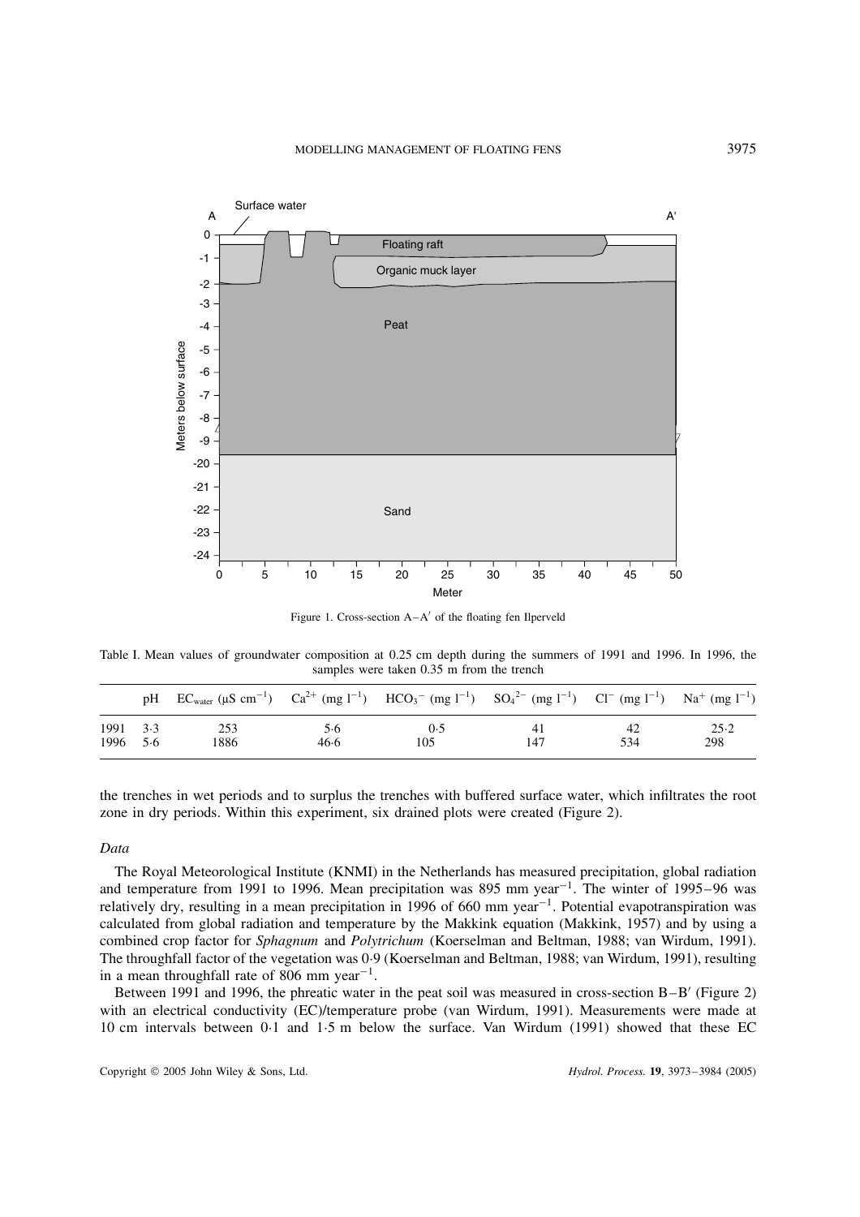Figure 1. Cross-section A–A′ of the floating fen Ilperveld

Table I. Mean values of groundwater composition at 0.25 cm depth during the summers of 1991 and 1996. In 1996, the samples were taken 0.35 m from the trench

| | pH | $EC_{water}$ (μS $cm^{-1}$) | $Ca^{2+}$ (mg $l^{-1}$) | $HCO_3^-$ (mg $l^{-1}$) | $SO_4^{2-}$ (mg $l^{-1}$) | $Cl^-$ (mg $l^{-1}$) | $Na^+$ (mg $l^{-1}$) |
|---|---|---|---|---|---|---|---|
| 1991 | 3·3 | 253 | 5·6 | 0·5 | 41 | 42 | 25·2 |
| 1996 | 5·6 | 1886 | 46·6 | 105 | 147 | 534 | 298 |

the trenches in wet periods and to surplus the trenches with buffered surface water, which infiltrates the root zone in dry periods. Within this experiment, six drained plots were created (Figure 2).

*Data*

The Royal Meteorological Institute (KNMI) in the Netherlands has measured precipitation, global radiation and temperature from 1991 to 1996. Mean precipitation was 895 mm $year^{-1}$. The winter of 1995–96 was relatively dry, resulting in a mean precipitation in 1996 of 660 mm $year^{-1}$. Potential evapotranspiration was calculated from global radiation and temperature by the Makkink equation (Makkink, 1957) and by using a combined crop factor for *Sphagnum* and *Polytrichum* (Koerselman and Beltman, 1988; van Wirdum, 1991). The throughfall factor of the vegetation was 0·9 (Koerselman and Beltman, 1988; van Wirdum, 1991), resulting in a mean throughfall rate of 806 mm $year^{-1}$.

Between 1991 and 1996, the phreatic water in the peat soil was measured in cross-section B–B′ (Figure 2) with an electrical conductivity (EC)/temperature probe (van Wirdum, 1991). Measurements were made at 10 cm intervals between 0·1 and 1·5 m below the surface. Van Wirdum (1991) showed that these EC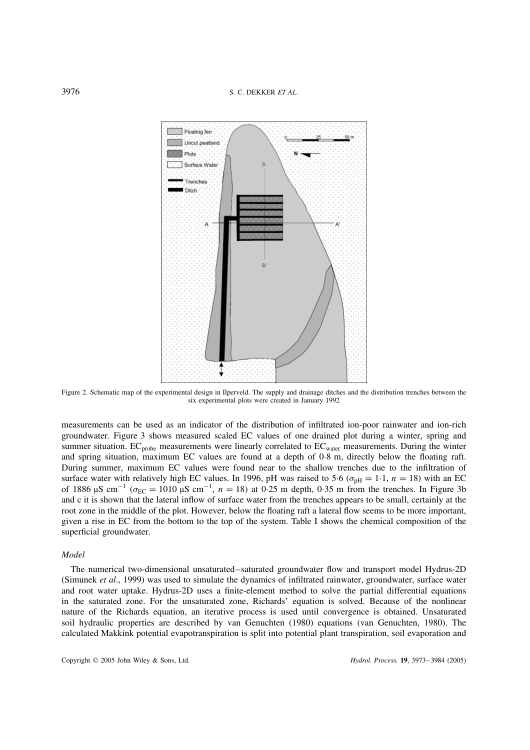Figure 2. Schematic map of the experimental design in Ilperveld. The supply and drainage ditches and the distribution trenches between the six experimental plots were created in January 1992

measurements can be used as an indicator of the distribution of infiltrated ion-poor rainwater and ion-rich groundwater. Figure 3 shows measured scaled EC values of one drained plot during a winter, spring and summer situation. $EC_{probe}$ measurements were linearly correlated to $EC_{water}$ measurements. During the winter and spring situation, maximum EC values are found at a depth of 0·8 m, directly below the floating raft. During summer, maximum EC values were found near to the shallow trenches due to the infiltration of surface water with relatively high EC values. In 1996, pH was raised to 5·6 ($\sigma_{pH} = 1 \cdot 1$, $n = 18$) with an EC of 1886 μS $cm^{-1}$ ($\sigma_{EC} = 1010$ μS $cm^{-1}$, $n = 18$) at 0·25 m depth, 0·35 m from the trenches. In Figure 3b and c it is shown that the lateral inflow of surface water from the trenches appears to be small, certainly at the root zone in the middle of the plot. However, below the floating raft a lateral flow seems to be more important, given a rise in EC from the bottom to the top of the system. Table I shows the chemical composition of the superficial groundwater.

### *Model*

The numerical two-dimensional unsaturated–saturated groundwater flow and transport model Hydrus-2D (Simunek *et al*., 1999) was used to simulate the dynamics of infiltrated rainwater, groundwater, surface water and root water uptake. Hydrus-2D uses a finite-element method to solve the partial differential equations in the saturated zone. For the unsaturated zone, Richards' equation is solved. Because of the nonlinear nature of the Richards equation, an iterative process is used until convergence is obtained. Unsaturated soil hydraulic properties are described by van Genuchten (1980) equations (van Genuchten, 1980). The calculated Makkink potential evapotranspiration is split into potential plant transpiration, soil evaporation and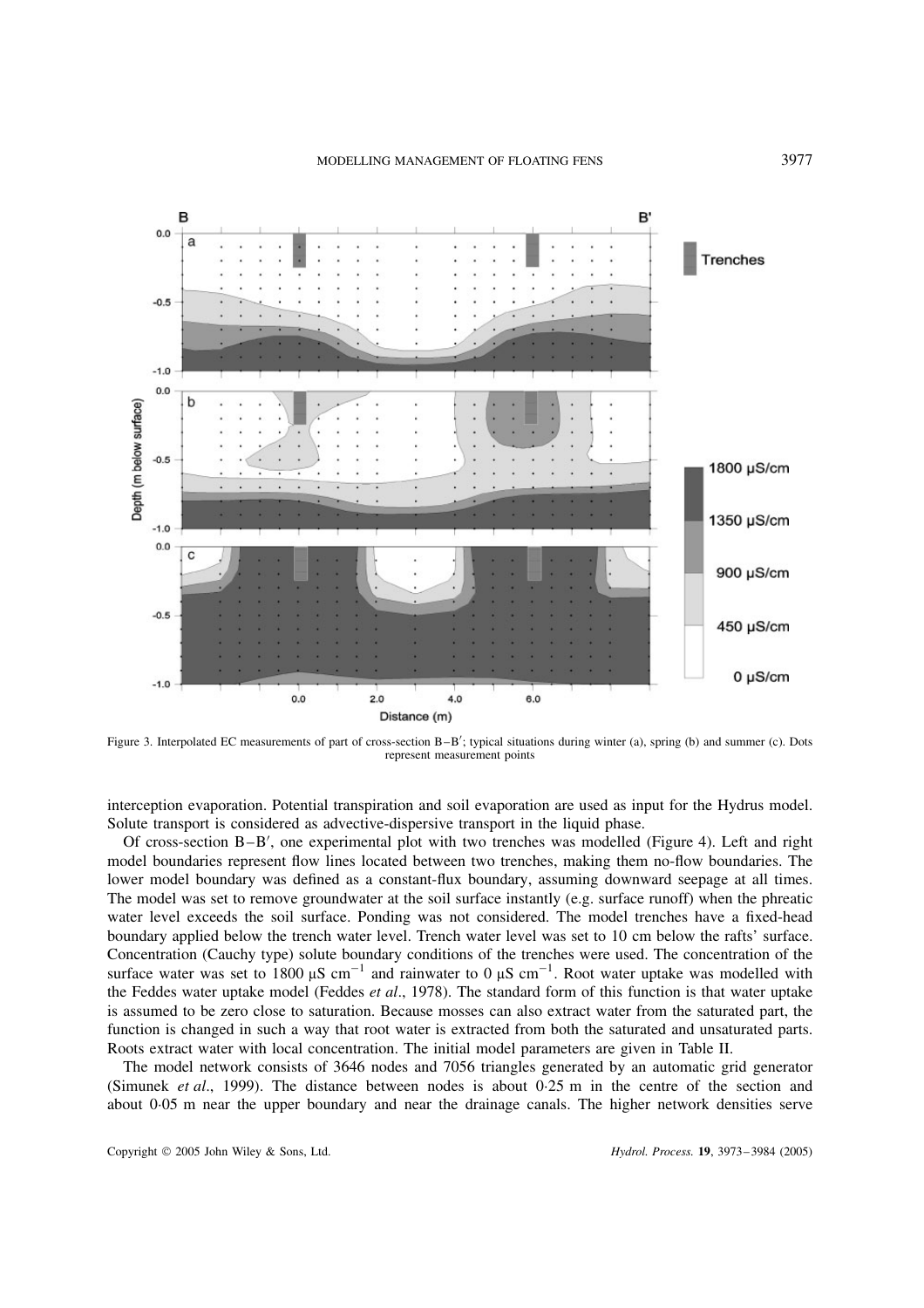Figure 3. Interpolated EC measurements of part of cross-section B–B′; typical situations during winter (a), spring (b) and summer (c). Dots represent measurement points

interception evaporation. Potential transpiration and soil evaporation are used as input for the Hydrus model. Solute transport is considered as advective-dispersive transport in the liquid phase.

Of cross-section B–B′, one experimental plot with two trenches was modelled (Figure 4). Left and right model boundaries represent flow lines located between two trenches, making them no-flow boundaries. The lower model boundary was defined as a constant-flux boundary, assuming downward seepage at all times. The model was set to remove groundwater at the soil surface instantly (e.g. surface runoff) when the phreatic water level exceeds the soil surface. Ponding was not considered. The model trenches have a fixed-head boundary applied below the trench water level. Trench water level was set to 10 cm below the rafts' surface. Concentration (Cauchy type) solute boundary conditions of the trenches were used. The concentration of the surface water was set to 1800 μS $cm^{-1}$ and rainwater to 0 μS $cm^{-1}$. Root water uptake was modelled with the Feddes water uptake model (Feddes *et al*., 1978). The standard form of this function is that water uptake is assumed to be zero close to saturation. Because mosses can also extract water from the saturated part, the function is changed in such a way that root water is extracted from both the saturated and unsaturated parts. Roots extract water with local concentration. The initial model parameters are given in Table II.

The model network consists of 3646 nodes and 7056 triangles generated by an automatic grid generator (Simunek *et al*., 1999). The distance between nodes is about 0·25 m in the centre of the section and about 0·05 m near the upper boundary and near the drainage canals. The higher network densities serve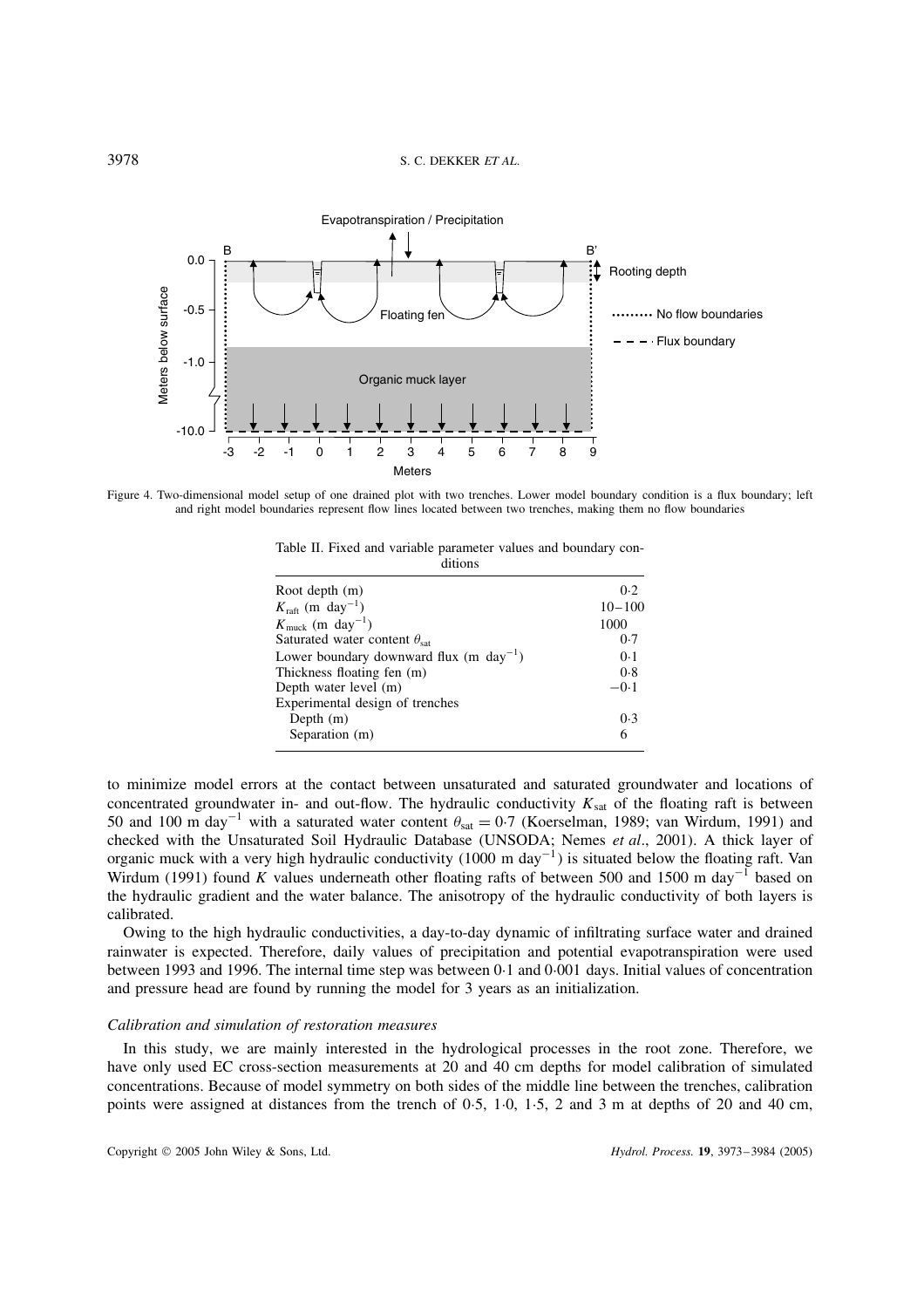Figure 4. Two-dimensional model setup of one drained plot with two trenches. Lower model boundary condition is a flux boundary; left and right model boundaries represent flow lines located between two trenches, making them no flow boundaries

Table II. Fixed and variable parameter values and boundary conditions

| | |
|---|---|
| Root depth (m) | 0·2 |
| $K_{\text{raft}}$ (m day$^{-1}$) | 10–100 |
| $K_{\text{muck}}$ (m day$^{-1}$) | 1000 |
| Saturated water content $\theta_{\text{sat}}$ | 0·7 |
| Lower boundary downward flux (m day$^{-1}$) | 0·1 |
| Thickness floating fen (m) | 0·8 |
| Depth water level (m) | −0·1 |
| Experimental design of trenches | |
| Depth (m) | 0·3 |
| Separation (m) | 6 |

to minimize model errors at the contact between unsaturated and saturated groundwater and locations of concentrated groundwater in- and out-flow. The hydraulic conductivity $K_{\text{sat}}$ of the floating raft is between 50 and 100 m day$^{-1}$ with a saturated water content $\theta_{\text{sat}} = 0{\cdot}7$ (Koerselman, 1989; van Wirdum, 1991) and checked with the Unsaturated Soil Hydraulic Database (UNSODA; Nemes *et al*., 2001). A thick layer of organic muck with a very high hydraulic conductivity (1000 m day$^{-1}$) is situated below the floating raft. Van Wirdum (1991) found $K$ values underneath other floating rafts of between 500 and 1500 m day$^{-1}$ based on the hydraulic gradient and the water balance. The anisotropy of the hydraulic conductivity of both layers is calibrated.

Owing to the high hydraulic conductivities, a day-to-day dynamic of infiltrating surface water and drained rainwater is expected. Therefore, daily values of precipitation and potential evapotranspiration were used between 1993 and 1996. The internal time step was between 0·1 and 0·001 days. Initial values of concentration and pressure head are found by running the model for 3 years as an initialization.

*Calibration and simulation of restoration measures*

In this study, we are mainly interested in the hydrological processes in the root zone. Therefore, we have only used EC cross-section measurements at 20 and 40 cm depths for model calibration of simulated concentrations. Because of model symmetry on both sides of the middle line between the trenches, calibration points were assigned at distances from the trench of 0·5, 1·0, 1·5, 2 and 3 m at depths of 20 and 40 cm,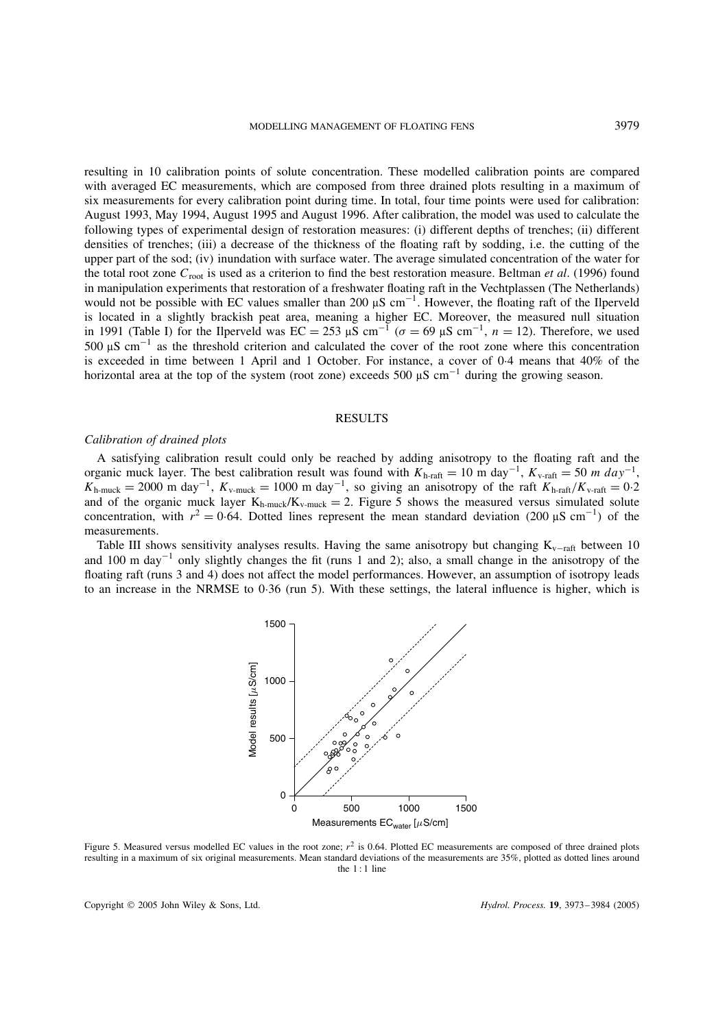resulting in 10 calibration points of solute concentration. These modelled calibration points are compared with averaged EC measurements, which are composed from three drained plots resulting in a maximum of six measurements for every calibration point during time. In total, four time points were used for calibration: August 1993, May 1994, August 1995 and August 1996. After calibration, the model was used to calculate the following types of experimental design of restoration measures: (i) different depths of trenches; (ii) different densities of trenches; (iii) a decrease of the thickness of the floating raft by sodding, i.e. the cutting of the upper part of the sod; (iv) inundation with surface water. The average simulated concentration of the water for the total root zone $C_{root}$ is used as a criterion to find the best restoration measure. Beltman *et al*. (1996) found in manipulation experiments that restoration of a freshwater floating raft in the Vechtplassen (The Netherlands) would not be possible with EC values smaller than 200 μS cm$^{-1}$. However, the floating raft of the Ilperveld is located in a slightly brackish peat area, meaning a higher EC. Moreover, the measured null situation in 1991 (Table I) for the Ilperveld was EC = 253 μS cm$^{-1}$ ($\sigma$ = 69 μS cm$^{-1}$, $n$ = 12). Therefore, we used 500 μS cm$^{-1}$ as the threshold criterion and calculated the cover of the root zone where this concentration is exceeded in time between 1 April and 1 October. For instance, a cover of 0·4 means that 40% of the horizontal area at the top of the system (root zone) exceeds 500 μS cm$^{-1}$ during the growing season.

## RESULTS

### *Calibration of drained plots*

A satisfying calibration result could only be reached by adding anisotropy to the floating raft and the organic muck layer. The best calibration result was found with $K_{\text{h-raft}}$ = 10 m day$^{-1}$, $K_{\text{v-raft}}$ = 50 *m day*$^{-1}$, $K_{\text{h-muck}}$ = 2000 m day$^{-1}$, $K_{\text{v-muck}}$ = 1000 m day$^{-1}$, so giving an anisotropy of the raft $K_{\text{h-raft}}/K_{\text{v-raft}}$ = 0·2 and of the organic muck layer $K_{\text{h-muck}}/K_{\text{v-muck}}$ = 2. Figure 5 shows the measured versus simulated solute concentration, with $r^2$ = 0·64. Dotted lines represent the mean standard deviation (200 μS cm$^{-1}$) of the measurements.

Table III shows sensitivity analyses results. Having the same anisotropy but changing $K_{\text{v-raft}}$ between 10 and 100 m day$^{-1}$ only slightly changes the fit (runs 1 and 2); also, a small change in the anisotropy of the floating raft (runs 3 and 4) does not affect the model performances. However, an assumption of isotropy leads to an increase in the NRMSE to 0·36 (run 5). With these settings, the lateral influence is higher, which is

Figure 5. Measured versus modelled EC values in the root zone; $r^2$ is 0.64. Plotted EC measurements are composed of three drained plots resulting in a maximum of six original measurements. Mean standard deviations of the measurements are 35%, plotted as dotted lines around the 1 : 1 line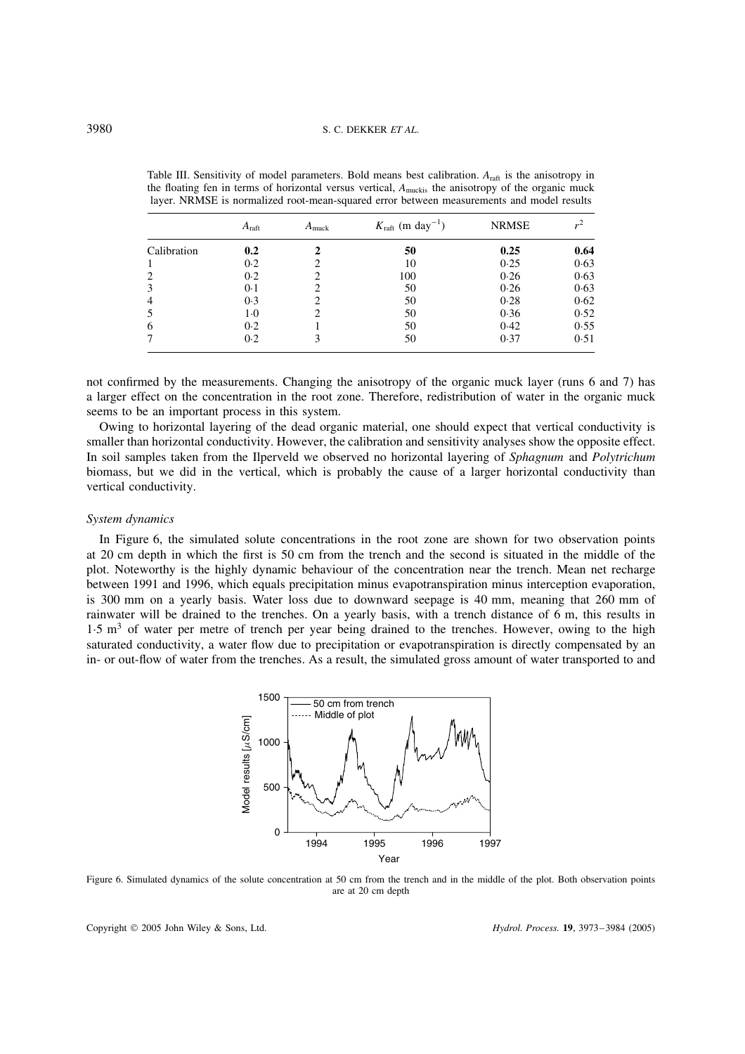Table III. Sensitivity of model parameters. Bold means best calibration. $A_{raft}$ is the anisotropy in the floating fen in terms of horizontal versus vertical, $A_{muck}$ is the anisotropy of the organic muck layer. NRMSE is normalized root-mean-squared error between measurements and model results

| | $A_{raft}$ | $A_{muck}$ | $K_{raft}$ (m day$^{-1}$) | NRMSE | $r^2$ |
|---|---|---|---|---|---|
| Calibration | **0.2** | **2** | **50** | **0.25** | **0.64** |
| 1 | 0·2 | 2 | 10 | 0·25 | 0·63 |
| 2 | 0·2 | 2 | 100 | 0·26 | 0·63 |
| 3 | 0·1 | 2 | 50 | 0·26 | 0·63 |
| 4 | 0·3 | 2 | 50 | 0·28 | 0·62 |
| 5 | 1·0 | 2 | 50 | 0·36 | 0·52 |
| 6 | 0·2 | 1 | 50 | 0·42 | 0·55 |
| 7 | 0·2 | 3 | 50 | 0·37 | 0·51 |

not confirmed by the measurements. Changing the anisotropy of the organic muck layer (runs 6 and 7) has a larger effect on the concentration in the root zone. Therefore, redistribution of water in the organic muck seems to be an important process in this system.

Owing to horizontal layering of the dead organic material, one should expect that vertical conductivity is smaller than horizontal conductivity. However, the calibration and sensitivity analyses show the opposite effect. In soil samples taken from the Ilperveld we observed no horizontal layering of *Sphagnum* and *Polytrichum* biomass, but we did in the vertical, which is probably the cause of a larger horizontal conductivity than vertical conductivity.

### *System dynamics*

In Figure 6, the simulated solute concentrations in the root zone are shown for two observation points at 20 cm depth in which the first is 50 cm from the trench and the second is situated in the middle of the plot. Noteworthy is the highly dynamic behaviour of the concentration near the trench. Mean net recharge between 1991 and 1996, which equals precipitation minus evapotranspiration minus interception evaporation, is 300 mm on a yearly basis. Water loss due to downward seepage is 40 mm, meaning that 260 mm of rainwater will be drained to the trenches. On a yearly basis, with a trench distance of 6 m, this results in 1·5 m$^3$ of water per metre of trench per year being drained to the trenches. However, owing to the high saturated conductivity, a water flow due to precipitation or evapotranspiration is directly compensated by an in- or out-flow of water from the trenches. As a result, the simulated gross amount of water transported to and

Figure 6. Simulated dynamics of the solute concentration at 50 cm from the trench and in the middle of the plot. Both observation points are at 20 cm depth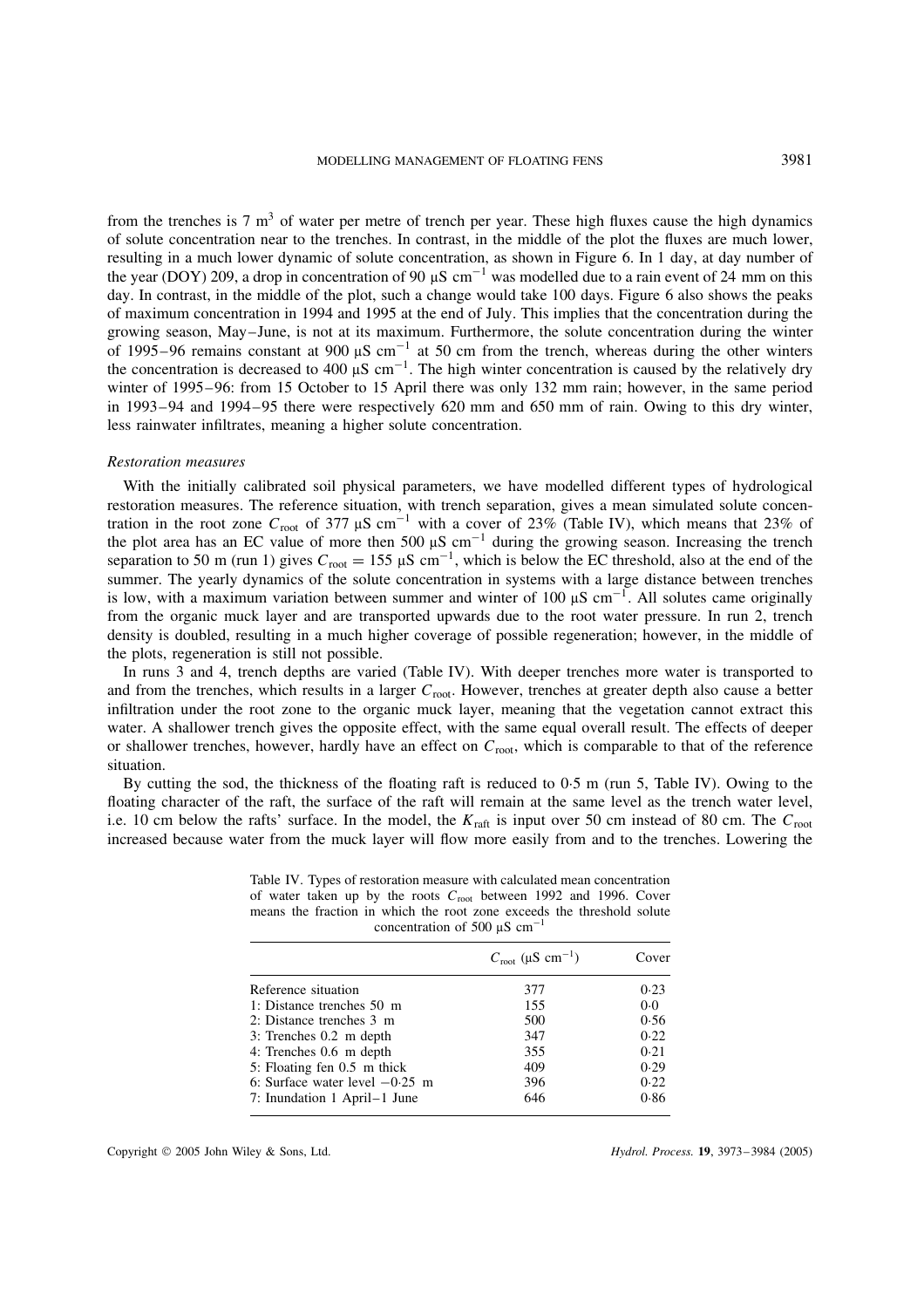from the trenches is 7 $m^3$ of water per metre of trench per year. These high fluxes cause the high dynamics of solute concentration near to the trenches. In contrast, in the middle of the plot the fluxes are much lower, resulting in a much lower dynamic of solute concentration, as shown in Figure 6. In 1 day, at day number of the year (DOY) 209, a drop in concentration of 90 $\mu S\ cm^{-1}$ was modelled due to a rain event of 24 mm on this day. In contrast, in the middle of the plot, such a change would take 100 days. Figure 6 also shows the peaks of maximum concentration in 1994 and 1995 at the end of July. This implies that the concentration during the growing season, May–June, is not at its maximum. Furthermore, the solute concentration during the winter of 1995–96 remains constant at 900 $\mu S\ cm^{-1}$ at 50 cm from the trench, whereas during the other winters the concentration is decreased to 400 $\mu S\ cm^{-1}$. The high winter concentration is caused by the relatively dry winter of 1995–96: from 15 October to 15 April there was only 132 mm rain; however, in the same period in 1993–94 and 1994–95 there were respectively 620 mm and 650 mm of rain. Owing to this dry winter, less rainwater infiltrates, meaning a higher solute concentration.

### *Restoration measures*

With the initially calibrated soil physical parameters, we have modelled different types of hydrological restoration measures. The reference situation, with trench separation, gives a mean simulated solute concentration in the root zone $C_{root}$ of 377 $\mu S\ cm^{-1}$ with a cover of 23% (Table IV), which means that 23% of the plot area has an EC value of more then 500 $\mu S\ cm^{-1}$ during the growing season. Increasing the trench separation to 50 m (run 1) gives $C_{root} = 155\ \mu S\ cm^{-1}$, which is below the EC threshold, also at the end of the summer. The yearly dynamics of the solute concentration in systems with a large distance between trenches is low, with a maximum variation between summer and winter of 100 $\mu S\ cm^{-1}$. All solutes came originally from the organic muck layer and are transported upwards due to the root water pressure. In run 2, trench density is doubled, resulting in a much higher coverage of possible regeneration; however, in the middle of the plots, regeneration is still not possible.

In runs 3 and 4, trench depths are varied (Table IV). With deeper trenches more water is transported to and from the trenches, which results in a larger $C_{root}$. However, trenches at greater depth also cause a better infiltration under the root zone to the organic muck layer, meaning that the vegetation cannot extract this water. A shallower trench gives the opposite effect, with the same equal overall result. The effects of deeper or shallower trenches, however, hardly have an effect on $C_{root}$, which is comparable to that of the reference situation.

By cutting the sod, the thickness of the floating raft is reduced to 0·5 m (run 5, Table IV). Owing to the floating character of the raft, the surface of the raft will remain at the same level as the trench water level, i.e. 10 cm below the rafts' surface. In the model, the $K_{raft}$ is input over 50 cm instead of 80 cm. The $C_{root}$ increased because water from the muck layer will flow more easily from and to the trenches. Lowering the

Table IV. Types of restoration measure with calculated mean concentration of water taken up by the roots $C_{root}$ between 1992 and 1996. Cover means the fraction in which the root zone exceeds the threshold solute concentration of 500 $\mu S\ cm^{-1}$

| | $C_{root}$ ($\mu S\ cm^{-1}$) | Cover |
|---|---|---|
| Reference situation | 377 | 0·23 |
| 1: Distance trenches 50 m | 155 | 0·0 |
| 2: Distance trenches 3 m | 500 | 0·56 |
| 3: Trenches 0.2 m depth | 347 | 0·22 |
| 4: Trenches 0.6 m depth | 355 | 0·21 |
| 5: Floating fen 0.5 m thick | 409 | 0·29 |
| 6: Surface water level −0·25 m | 396 | 0·22 |
| 7: Inundation 1 April–1 June | 646 | 0·86 |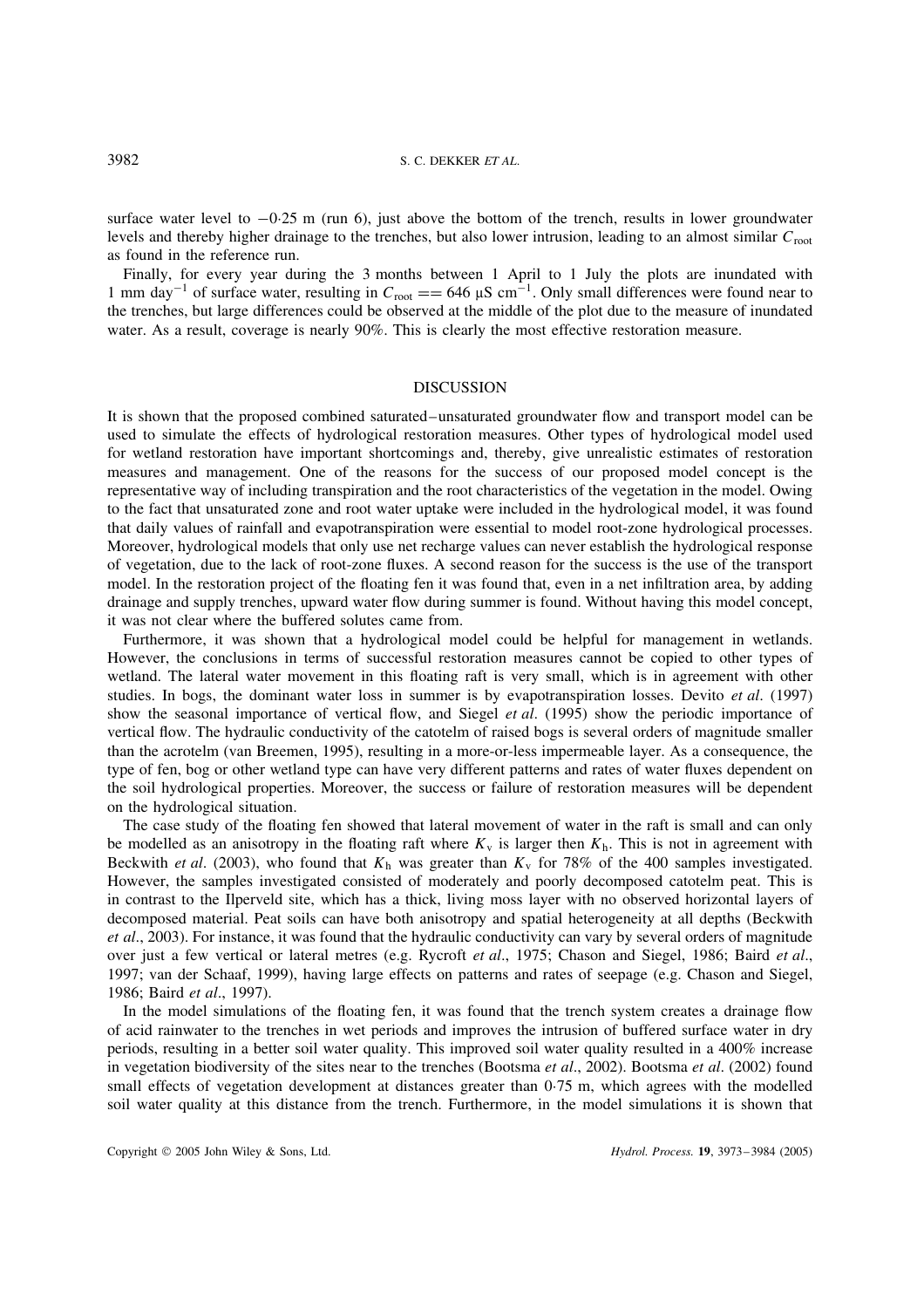surface water level to $-0.25$ m (run 6), just above the bottom of the trench, results in lower groundwater levels and thereby higher drainage to the trenches, but also lower intrusion, leading to an almost similar $C_{root}$ as found in the reference run.

Finally, for every year during the 3 months between 1 April to 1 July the plots are inundated with 1 mm day$^{-1}$ of surface water, resulting in $C_{root} == 646$ μS cm$^{-1}$. Only small differences were found near to the trenches, but large differences could be observed at the middle of the plot due to the measure of inundated water. As a result, coverage is nearly 90%. This is clearly the most effective restoration measure.

## DISCUSSION

It is shown that the proposed combined saturated–unsaturated groundwater flow and transport model can be used to simulate the effects of hydrological restoration measures. Other types of hydrological model used for wetland restoration have important shortcomings and, thereby, give unrealistic estimates of restoration measures and management. One of the reasons for the success of our proposed model concept is the representative way of including transpiration and the root characteristics of the vegetation in the model. Owing to the fact that unsaturated zone and root water uptake were included in the hydrological model, it was found that daily values of rainfall and evapotranspiration were essential to model root-zone hydrological processes. Moreover, hydrological models that only use net recharge values can never establish the hydrological response of vegetation, due to the lack of root-zone fluxes. A second reason for the success is the use of the transport model. In the restoration project of the floating fen it was found that, even in a net infiltration area, by adding drainage and supply trenches, upward water flow during summer is found. Without having this model concept, it was not clear where the buffered solutes came from.

Furthermore, it was shown that a hydrological model could be helpful for management in wetlands. However, the conclusions in terms of successful restoration measures cannot be copied to other types of wetland. The lateral water movement in this floating raft is very small, which is in agreement with other studies. In bogs, the dominant water loss in summer is by evapotranspiration losses. Devito *et al*. (1997) show the seasonal importance of vertical flow, and Siegel *et al*. (1995) show the periodic importance of vertical flow. The hydraulic conductivity of the catotelm of raised bogs is several orders of magnitude smaller than the acrotelm (van Breemen, 1995), resulting in a more-or-less impermeable layer. As a consequence, the type of fen, bog or other wetland type can have very different patterns and rates of water fluxes dependent on the soil hydrological properties. Moreover, the success or failure of restoration measures will be dependent on the hydrological situation.

The case study of the floating fen showed that lateral movement of water in the raft is small and can only be modelled as an anisotropy in the floating raft where $K_v$ is larger then $K_h$. This is not in agreement with Beckwith *et al*. (2003), who found that $K_h$ was greater than $K_v$ for 78% of the 400 samples investigated. However, the samples investigated consisted of moderately and poorly decomposed catotelm peat. This is in contrast to the Ilperveld site, which has a thick, living moss layer with no observed horizontal layers of decomposed material. Peat soils can have both anisotropy and spatial heterogeneity at all depths (Beckwith *et al*., 2003). For instance, it was found that the hydraulic conductivity can vary by several orders of magnitude over just a few vertical or lateral metres (e.g. Rycroft *et al*., 1975; Chason and Siegel, 1986; Baird *et al*., 1997; van der Schaaf, 1999), having large effects on patterns and rates of seepage (e.g. Chason and Siegel, 1986; Baird *et al*., 1997).

In the model simulations of the floating fen, it was found that the trench system creates a drainage flow of acid rainwater to the trenches in wet periods and improves the intrusion of buffered surface water in dry periods, resulting in a better soil water quality. This improved soil water quality resulted in a 400% increase in vegetation biodiversity of the sites near to the trenches (Bootsma *et al*., 2002). Bootsma *et al*. (2002) found small effects of vegetation development at distances greater than 0·75 m, which agrees with the modelled soil water quality at this distance from the trench. Furthermore, in the model simulations it is shown that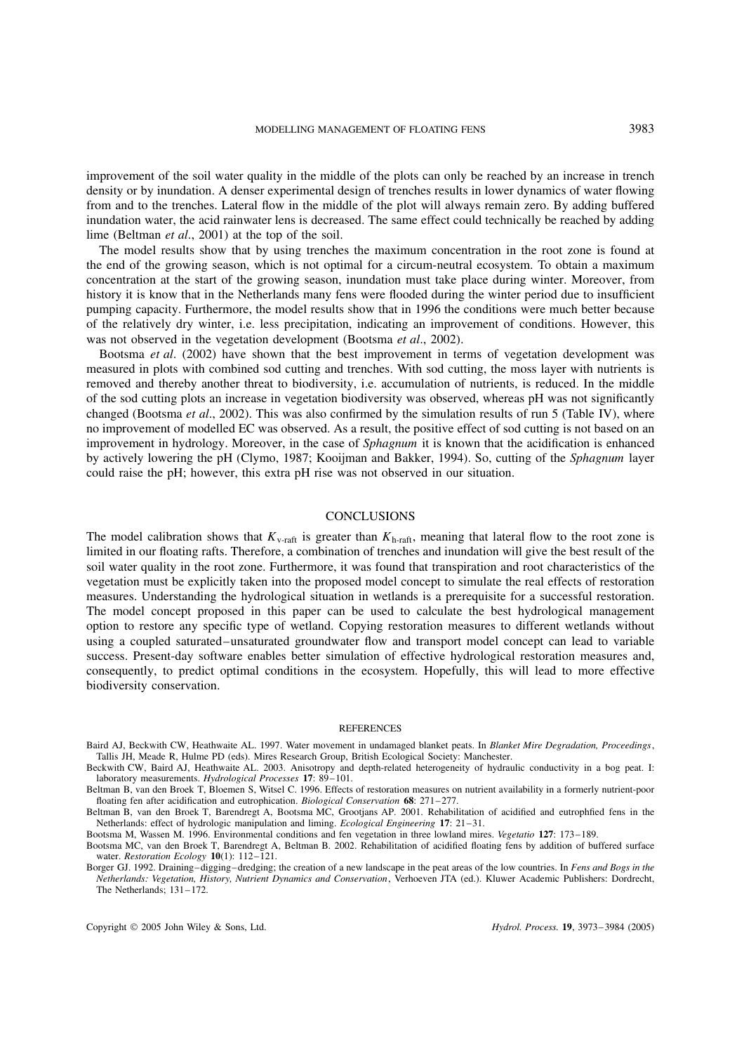improvement of the soil water quality in the middle of the plots can only be reached by an increase in trench density or by inundation. A denser experimental design of trenches results in lower dynamics of water flowing from and to the trenches. Lateral flow in the middle of the plot will always remain zero. By adding buffered inundation water, the acid rainwater lens is decreased. The same effect could technically be reached by adding lime (Beltman *et al*., 2001) at the top of the soil.

The model results show that by using trenches the maximum concentration in the root zone is found at the end of the growing season, which is not optimal for a circum-neutral ecosystem. To obtain a maximum concentration at the start of the growing season, inundation must take place during winter. Moreover, from history it is know that in the Netherlands many fens were flooded during the winter period due to insufficient pumping capacity. Furthermore, the model results show that in 1996 the conditions were much better because of the relatively dry winter, i.e. less precipitation, indicating an improvement of conditions. However, this was not observed in the vegetation development (Bootsma *et al*., 2002).

Bootsma *et al*. (2002) have shown that the best improvement in terms of vegetation development was measured in plots with combined sod cutting and trenches. With sod cutting, the moss layer with nutrients is removed and thereby another threat to biodiversity, i.e. accumulation of nutrients, is reduced. In the middle of the sod cutting plots an increase in vegetation biodiversity was observed, whereas pH was not significantly changed (Bootsma *et al*., 2002). This was also confirmed by the simulation results of run 5 (Table IV), where no improvement of modelled EC was observed. As a result, the positive effect of sod cutting is not based on an improvement in hydrology. Moreover, in the case of *Sphagnum* it is known that the acidification is enhanced by actively lowering the pH (Clymo, 1987; Kooijman and Bakker, 1994). So, cutting of the *Sphagnum* layer could raise the pH; however, this extra pH rise was not observed in our situation.

## CONCLUSIONS

The model calibration shows that $K_{\text{v-raft}}$ is greater than $K_{\text{h-raft}}$, meaning that lateral flow to the root zone is limited in our floating rafts. Therefore, a combination of trenches and inundation will give the best result of the soil water quality in the root zone. Furthermore, it was found that transpiration and root characteristics of the vegetation must be explicitly taken into the proposed model concept to simulate the real effects of restoration measures. Understanding the hydrological situation in wetlands is a prerequisite for a successful restoration. The model concept proposed in this paper can be used to calculate the best hydrological management option to restore any specific type of wetland. Copying restoration measures to different wetlands without using a coupled saturated–unsaturated groundwater flow and transport model concept can lead to variable success. Present-day software enables better simulation of effective hydrological restoration measures and, consequently, to predict optimal conditions in the ecosystem. Hopefully, this will lead to more effective biodiversity conservation.

## REFERENCES

Baird AJ, Beckwith CW, Heathwaite AL. 1997. Water movement in undamaged blanket peats. In *Blanket Mire Degradation, Proceedings*, Tallis JH, Meade R, Hulme PD (eds). Mires Research Group, British Ecological Society: Manchester.

Beckwith CW, Baird AJ, Heathwaite AL. 2003. Anisotropy and depth-related heterogeneity of hydraulic conductivity in a bog peat. I: laboratory measurements. *Hydrological Processes* **17**: 89–101.

Beltman B, van den Broek T, Bloemen S, Witsel C. 1996. Effects of restoration measures on nutrient availability in a formerly nutrient-poor floating fen after acidification and eutrophication. *Biological Conservation* **68**: 271–277.

Beltman B, van den Broek T, Barendregt A, Bootsma MC, Grootjans AP. 2001. Rehabilitation of acidified and eutrophfied fens in the Netherlands: effect of hydrologic manipulation and liming. *Ecological Engineering* **17**: 21–31.

Bootsma M, Wassen M. 1996. Environmental conditions and fen vegetation in three lowland mires. *Vegetatio* **127**: 173–189.

Bootsma MC, van den Broek T, Barendregt A, Beltman B. 2002. Rehabilitation of acidified floating fens by addition of buffered surface water. *Restoration Ecology* **10**(1): 112–121.

Borger GJ. 1992. Draining–digging–dredging; the creation of a new landscape in the peat areas of the low countries. In *Fens and Bogs in the Netherlands: Vegetation, History, Nutrient Dynamics and Conservation*, Verhoeven JTA (ed.). Kluwer Academic Publishers: Dordrecht, The Netherlands; 131–172.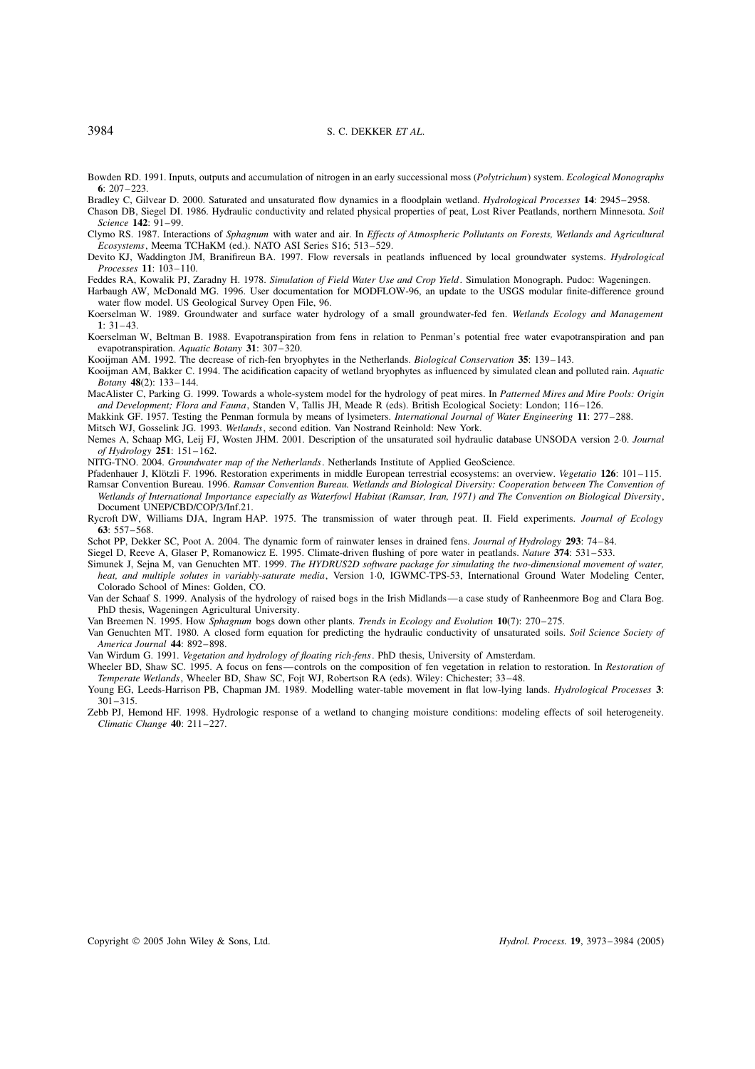Bowden RD. 1991. Inputs, outputs and accumulation of nitrogen in an early successional moss (*Polytrichum*) system. *Ecological Monographs* **6**: 207–223.

Bradley C, Gilvear D. 2000. Saturated and unsaturated flow dynamics in a floodplain wetland. *Hydrological Processes* **14**: 2945–2958.

Chason DB, Siegel DI. 1986. Hydraulic conductivity and related physical properties of peat, Lost River Peatlands, northern Minnesota. *Soil Science* **142**: 91–99.

Clymo RS. 1987. Interactions of *Sphagnum* with water and air. In *Effects of Atmospheric Pollutants on Forests, Wetlands and Agricultural Ecosystems*, Meema TCHaKM (ed.). NATO ASI Series S16; 513–529.

Devito KJ, Waddington JM, Branifireun BA. 1997. Flow reversals in peatlands influenced by local groundwater systems. *Hydrological Processes* **11**: 103–110.

Feddes RA, Kowalik PJ, Zaradny H. 1978. *Simulation of Field Water Use and Crop Yield*. Simulation Monograph. Pudoc: Wageningen.

Harbaugh AW, McDonald MG. 1996. User documentation for MODFLOW-96, an update to the USGS modular finite-difference ground water flow model. US Geological Survey Open File, 96.

Koerselman W. 1989. Groundwater and surface water hydrology of a small groundwater-fed fen. *Wetlands Ecology and Management* **1**: 31–43.

Koerselman W, Beltman B. 1988. Evapotranspiration from fens in relation to Penman's potential free water evapotranspiration and pan evapotranspiration. *Aquatic Botany* **31**: 307–320.

Kooijman AM. 1992. The decrease of rich-fen bryophytes in the Netherlands. *Biological Conservation* **35**: 139–143.

Kooijman AM, Bakker C. 1994. The acidification capacity of wetland bryophytes as influenced by simulated clean and polluted rain. *Aquatic Botany* **48**(2): 133–144.

MacAlister C, Parking G. 1999. Towards a whole-system model for the hydrology of peat mires. In *Patterned Mires and Mire Pools: Origin and Development; Flora and Fauna*, Standen V, Tallis JH, Meade R (eds). British Ecological Society: London; 116–126.

Makkink GF. 1957. Testing the Penman formula by means of lysimeters. *International Journal of Water Engineering* **11**: 277–288.

Mitsch WJ, Gosselink JG. 1993. *Wetlands*, second edition. Van Nostrand Reinhold: New York.

Nemes A, Schaap MG, Leij FJ, Wosten JHM. 2001. Description of the unsaturated soil hydraulic database UNSODA version 2·0. *Journal of Hydrology* **251**: 151–162.

NITG-TNO. 2004. *Groundwater map of the Netherlands*. Netherlands Institute of Applied GeoScience.

Pfadenhauer J, Klötzli F. 1996. Restoration experiments in middle European terrestrial ecosystems: an overview. *Vegetatio* **126**: 101–115.

Ramsar Convention Bureau. 1996. *Ramsar Convention Bureau. Wetlands and Biological Diversity: Cooperation between The Convention of Wetlands of International Importance especially as Waterfowl Habitat (Ramsar, Iran, 1971) and The Convention on Biological Diversity*, Document UNEP/CBD/COP/3/Inf.21.

Rycroft DW, Williams DJA, Ingram HAP. 1975. The transmission of water through peat. II. Field experiments. *Journal of Ecology* **63**: 557–568.

Schot PP, Dekker SC, Poot A. 2004. The dynamic form of rainwater lenses in drained fens. *Journal of Hydrology* **293**: 74–84.

Siegel D, Reeve A, Glaser P, Romanowicz E. 1995. Climate-driven flushing of pore water in peatlands. *Nature* **374**: 531–533.

Simunek J, Sejna M, van Genuchten MT. 1999. *The HYDRUS2D software package for simulating the two-dimensional movement of water, heat, and multiple solutes in variably-saturate media*, Version 1·0, IGWMC-TPS-53, International Ground Water Modeling Center, Colorado School of Mines: Golden, CO.

Van der Schaaf S. 1999. Analysis of the hydrology of raised bogs in the Irish Midlands—a case study of Ranheenmore Bog and Clara Bog. PhD thesis, Wageningen Agricultural University.

Van Breemen N. 1995. How *Sphagnum* bogs down other plants. *Trends in Ecology and Evolution* **10**(7): 270–275.

Van Genuchten MT. 1980. A closed form equation for predicting the hydraulic conductivity of unsaturated soils. *Soil Science Society of America Journal* **44**: 892–898.

Van Wirdum G. 1991. *Vegetation and hydrology of floating rich-fens*. PhD thesis, University of Amsterdam.

Wheeler BD, Shaw SC. 1995. A focus on fens—controls on the composition of fen vegetation in relation to restoration. In *Restoration of Temperate Wetlands*, Wheeler BD, Shaw SC, Fojt WJ, Robertson RA (eds). Wiley: Chichester; 33–48.

Young EG, Leeds-Harrison PB, Chapman JM. 1989. Modelling water-table movement in flat low-lying lands. *Hydrological Processes* **3**: 301–315.

Zebb PJ, Hemond HF. 1998. Hydrologic response of a wetland to changing moisture conditions: modeling effects of soil heterogeneity. *Climatic Change* **40**: 211–227.